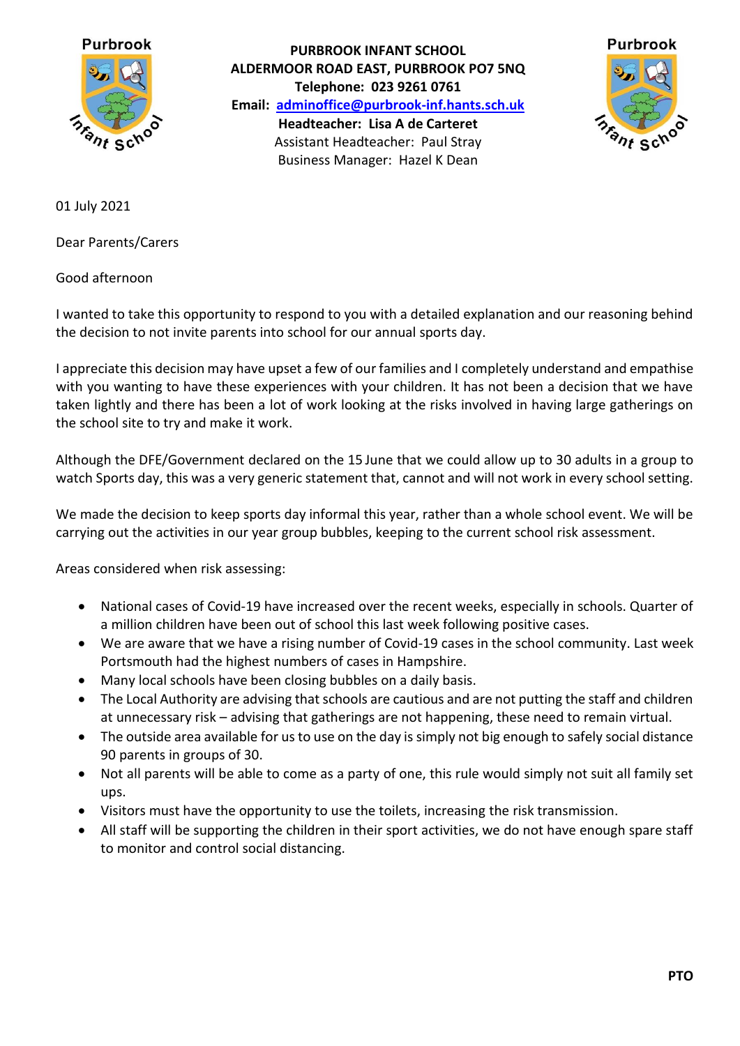**PURBROOK INFANT SCHOOL**
**ALDERMOOR ROAD EAST, PURBROOK PO7 5NQ**
**Telephone: 023 9261 0761**
**Email: adminoffice@purbrook-inf.hants.sch.uk**
**Headteacher: Lisa A de Carteret**
Assistant Headteacher: Paul Stray
Business Manager: Hazel K Dean

01 July 2021

Dear Parents/Carers

Good afternoon

I wanted to take this opportunity to respond to you with a detailed explanation and our reasoning behind the decision to not invite parents into school for our annual sports day.

I appreciate this decision may have upset a few of our families and I completely understand and empathise with you wanting to have these experiences with your children. It has not been a decision that we have taken lightly and there has been a lot of work looking at the risks involved in having large gatherings on the school site to try and make it work.

Although the DFE/Government declared on the 15 June that we could allow up to 30 adults in a group to watch Sports day, this was a very generic statement that, cannot and will not work in every school setting.

We made the decision to keep sports day informal this year, rather than a whole school event. We will be carrying out the activities in our year group bubbles, keeping to the current school risk assessment.

Areas considered when risk assessing:

- National cases of Covid-19 have increased over the recent weeks, especially in schools. Quarter of a million children have been out of school this last week following positive cases.
- We are aware that we have a rising number of Covid-19 cases in the school community. Last week Portsmouth had the highest numbers of cases in Hampshire.
- Many local schools have been closing bubbles on a daily basis.
- The Local Authority are advising that schools are cautious and are not putting the staff and children at unnecessary risk – advising that gatherings are not happening, these need to remain virtual.
- The outside area available for us to use on the day is simply not big enough to safely social distance 90 parents in groups of 30.
- Not all parents will be able to come as a party of one, this rule would simply not suit all family set ups.
- Visitors must have the opportunity to use the toilets, increasing the risk transmission.
- All staff will be supporting the children in their sport activities, we do not have enough spare staff to monitor and control social distancing.

**PTO**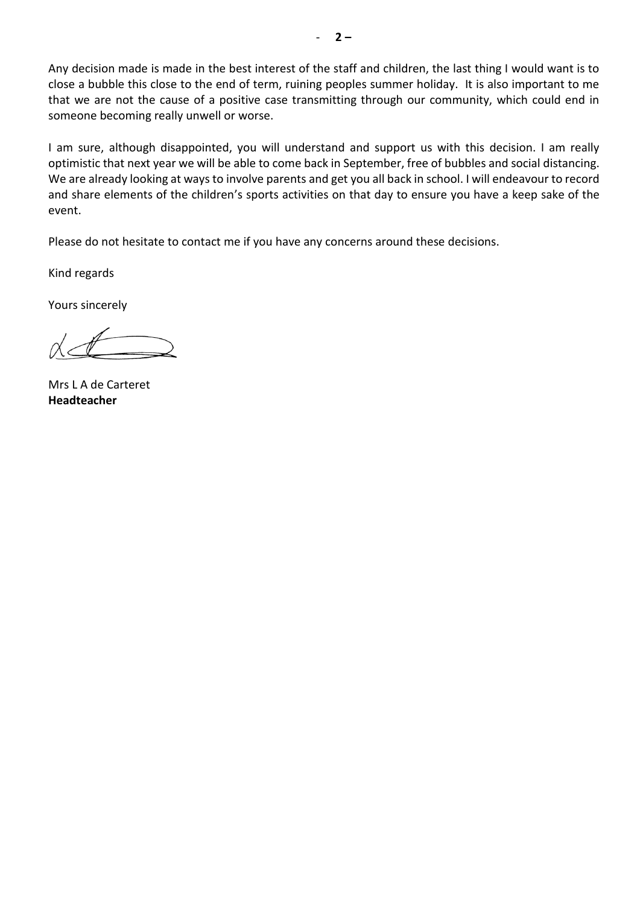Any decision made is made in the best interest of the staff and children, the last thing I would want is to close a bubble this close to the end of term, ruining peoples summer holiday. It is also important to me that we are not the cause of a positive case transmitting through our community, which could end in someone becoming really unwell or worse.

I am sure, although disappointed, you will understand and support us with this decision. I am really optimistic that next year we will be able to come back in September, free of bubbles and social distancing. We are already looking at ways to involve parents and get you all back in school. I will endeavour to record and share elements of the children's sports activities on that day to ensure you have a keep sake of the event.

Please do not hesitate to contact me if you have any concerns around these decisions.

Kind regards

Yours sincerely

Mrs L A de Carteret
**Headteacher**